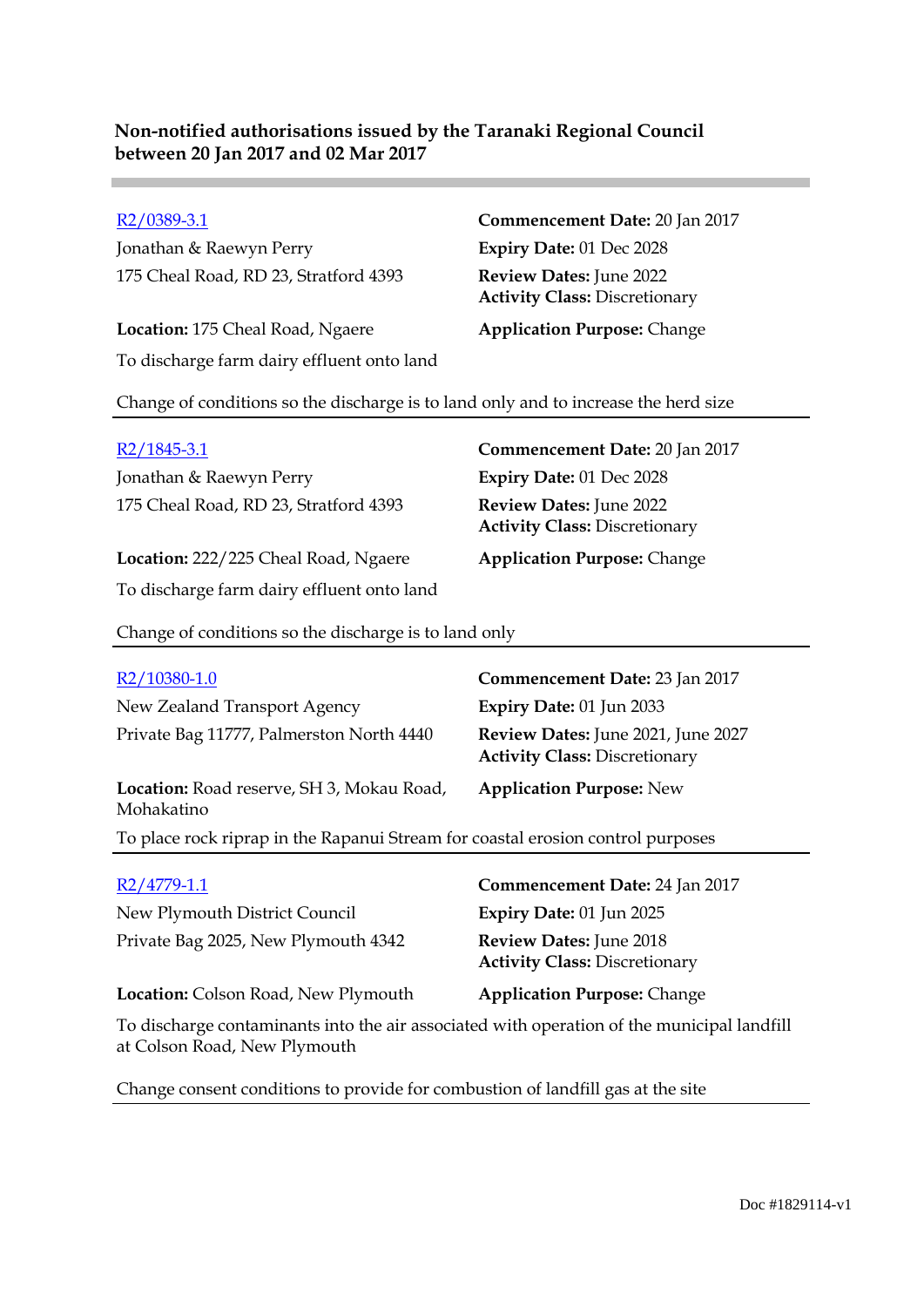## Non-notified authorisations issued by the Taranaki Regional Council between 20 Jan 2017 and 02 Mar 2017

---

R2/0389-3.1
Jonathan & Raewyn Perry
175 Cheal Road, RD 23, Stratford 4393

**Commencement Date:** 20 Jan 2017
**Expiry Date:** 01 Dec 2028
**Review Dates:** June 2022
**Activity Class:** Discretionary

**Location:** 175 Cheal Road, Ngaere
**Application Purpose:** Change

To discharge farm dairy effluent onto land

Change of conditions so the discharge is to land only and to increase the herd size

---

R2/1845-3.1
Jonathan & Raewyn Perry
175 Cheal Road, RD 23, Stratford 4393

**Commencement Date:** 20 Jan 2017
**Expiry Date:** 01 Dec 2028
**Review Dates:** June 2022
**Activity Class:** Discretionary

**Location:** 222/225 Cheal Road, Ngaere
**Application Purpose:** Change

To discharge farm dairy effluent onto land

Change of conditions so the discharge is to land only

---

R2/10380-1.0
New Zealand Transport Agency
Private Bag 11777, Palmerston North 4440

**Commencement Date:** 23 Jan 2017
**Expiry Date:** 01 Jun 2033
**Review Dates:** June 2021, June 2027
**Activity Class:** Discretionary

**Location:** Road reserve, SH 3, Mokau Road, Mohakatino
**Application Purpose:** New

To place rock riprap in the Rapanui Stream for coastal erosion control purposes

---

R2/4779-1.1
New Plymouth District Council
Private Bag 2025, New Plymouth 4342

**Commencement Date:** 24 Jan 2017
**Expiry Date:** 01 Jun 2025
**Review Dates:** June 2018
**Activity Class:** Discretionary

**Location:** Colson Road, New Plymouth
**Application Purpose:** Change

To discharge contaminants into the air associated with operation of the municipal landfill at Colson Road, New Plymouth

Change consent conditions to provide for combustion of landfill gas at the site

---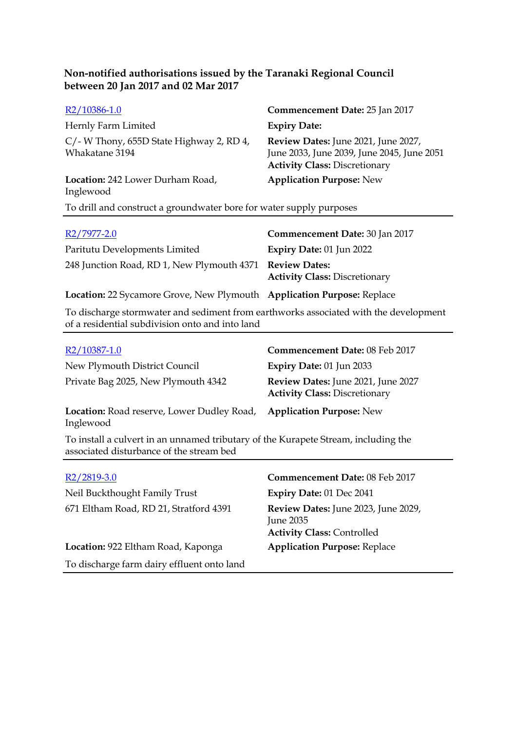**Non-notified authorisations issued by the Taranaki Regional Council between 20 Jan 2017 and 02 Mar 2017**

| | |
|---|---|
| R2/10386-1.0 | **Commencement Date:** 25 Jan 2017 |
| Hernly Farm Limited | **Expiry Date:** |
| C/- W Thony, 655D State Highway 2, RD 4, Whakatane 3194 | **Review Dates:** June 2021, June 2027, June 2033, June 2039, June 2045, June 2051<br>**Activity Class:** Discretionary |
| **Location:** 242 Lower Durham Road, Inglewood | **Application Purpose:** New |

To drill and construct a groundwater bore for water supply purposes

---

| | |
|---|---|
| R2/7977-2.0 | **Commencement Date:** 30 Jan 2017 |
| Paritutu Developments Limited | **Expiry Date:** 01 Jun 2022 |
| 248 Junction Road, RD 1, New Plymouth 4371 | **Review Dates:**<br>**Activity Class:** Discretionary |
| **Location:** 22 Sycamore Grove, New Plymouth | **Application Purpose:** Replace |

To discharge stormwater and sediment from earthworks associated with the development of a residential subdivision onto and into land

---

| | |
|---|---|
| R2/10387-1.0 | **Commencement Date:** 08 Feb 2017 |
| New Plymouth District Council | **Expiry Date:** 01 Jun 2033 |
| Private Bag 2025, New Plymouth 4342 | **Review Dates:** June 2021, June 2027<br>**Activity Class:** Discretionary |
| **Location:** Road reserve, Lower Dudley Road, Inglewood | **Application Purpose:** New |

To install a culvert in an unnamed tributary of the Kurapete Stream, including the associated disturbance of the stream bed

---

| | |
|---|---|
| R2/2819-3.0 | **Commencement Date:** 08 Feb 2017 |
| Neil Buckthought Family Trust | **Expiry Date:** 01 Dec 2041 |
| 671 Eltham Road, RD 21, Stratford 4391 | **Review Dates:** June 2023, June 2029, June 2035<br>**Activity Class:** Controlled |
| **Location:** 922 Eltham Road, Kaponga | **Application Purpose:** Replace |

To discharge farm dairy effluent onto land

---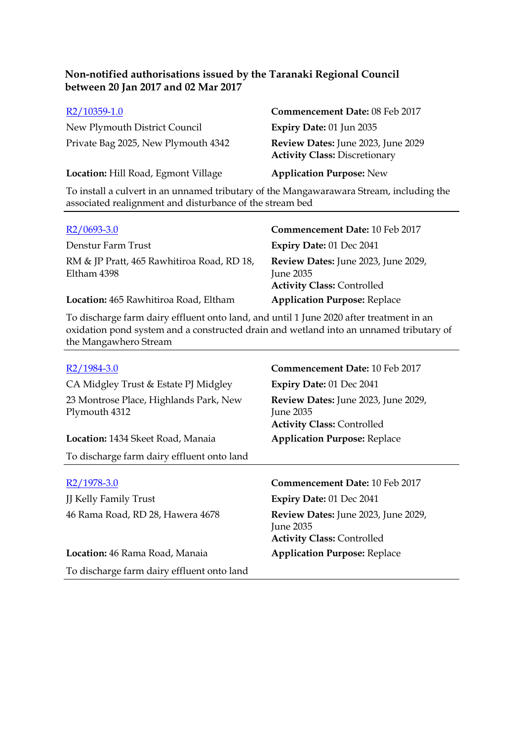### Non-notified authorisations issued by the Taranaki Regional Council between 20 Jan 2017 and 02 Mar 2017

[R2/10359-1.0](#)
New Plymouth District Council
Private Bag 2025, New Plymouth 4342

**Commencement Date:** 08 Feb 2017
**Expiry Date:** 01 Jun 2035
**Review Dates:** June 2023, June 2029
**Activity Class:** Discretionary

**Location:** Hill Road, Egmont Village
**Application Purpose:** New

To install a culvert in an unnamed tributary of the Mangawarawara Stream, including the associated realignment and disturbance of the stream bed

---

[R2/0693-3.0](#)
Denstur Farm Trust
RM & JP Pratt, 465 Rawhitiroa Road, RD 18, Eltham 4398

**Commencement Date:** 10 Feb 2017
**Expiry Date:** 01 Dec 2041
**Review Dates:** June 2023, June 2029, June 2035
**Activity Class:** Controlled

**Location:** 465 Rawhitiroa Road, Eltham
**Application Purpose:** Replace

To discharge farm dairy effluent onto land, and until 1 June 2020 after treatment in an oxidation pond system and a constructed drain and wetland into an unnamed tributary of the Mangawhero Stream

---

[R2/1984-3.0](#)
CA Midgley Trust & Estate PJ Midgley
23 Montrose Place, Highlands Park, New Plymouth 4312

**Commencement Date:** 10 Feb 2017
**Expiry Date:** 01 Dec 2041
**Review Dates:** June 2023, June 2029, June 2035
**Activity Class:** Controlled

**Location:** 1434 Skeet Road, Manaia
**Application Purpose:** Replace

To discharge farm dairy effluent onto land

---

[R2/1978-3.0](#)
JJ Kelly Family Trust
46 Rama Road, RD 28, Hawera 4678

**Commencement Date:** 10 Feb 2017
**Expiry Date:** 01 Dec 2041
**Review Dates:** June 2023, June 2029, June 2035
**Activity Class:** Controlled

**Location:** 46 Rama Road, Manaia
**Application Purpose:** Replace

To discharge farm dairy effluent onto land

---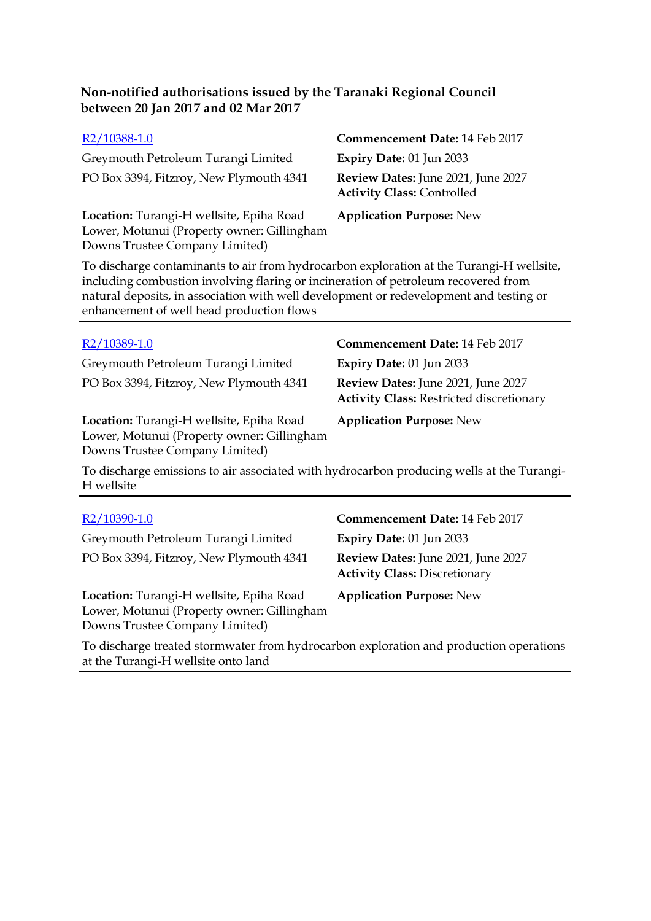## Non-notified authorisations issued by the Taranaki Regional Council between 20 Jan 2017 and 02 Mar 2017

R2/10388-1.0

Greymouth Petroleum Turangi Limited
PO Box 3394, Fitzroy, New Plymouth 4341

**Commencement Date:** 14 Feb 2017
**Expiry Date:** 01 Jun 2033
**Review Dates:** June 2021, June 2027
**Activity Class:** Controlled

**Location:** Turangi-H wellsite, Epiha Road Lower, Motunui (Property owner: Gillingham Downs Trustee Company Limited)

**Application Purpose:** New

To discharge contaminants to air from hydrocarbon exploration at the Turangi-H wellsite, including combustion involving flaring or incineration of petroleum recovered from natural deposits, in association with well development or redevelopment and testing or enhancement of well head production flows

---

R2/10389-1.0

Greymouth Petroleum Turangi Limited
PO Box 3394, Fitzroy, New Plymouth 4341

**Commencement Date:** 14 Feb 2017
**Expiry Date:** 01 Jun 2033
**Review Dates:** June 2021, June 2027
**Activity Class:** Restricted discretionary

**Location:** Turangi-H wellsite, Epiha Road Lower, Motunui (Property owner: Gillingham Downs Trustee Company Limited)

**Application Purpose:** New

To discharge emissions to air associated with hydrocarbon producing wells at the Turangi-H wellsite

---

R2/10390-1.0

Greymouth Petroleum Turangi Limited
PO Box 3394, Fitzroy, New Plymouth 4341

**Commencement Date:** 14 Feb 2017
**Expiry Date:** 01 Jun 2033
**Review Dates:** June 2021, June 2027
**Activity Class:** Discretionary

**Location:** Turangi-H wellsite, Epiha Road Lower, Motunui (Property owner: Gillingham Downs Trustee Company Limited)

**Application Purpose:** New

To discharge treated stormwater from hydrocarbon exploration and production operations at the Turangi-H wellsite onto land

---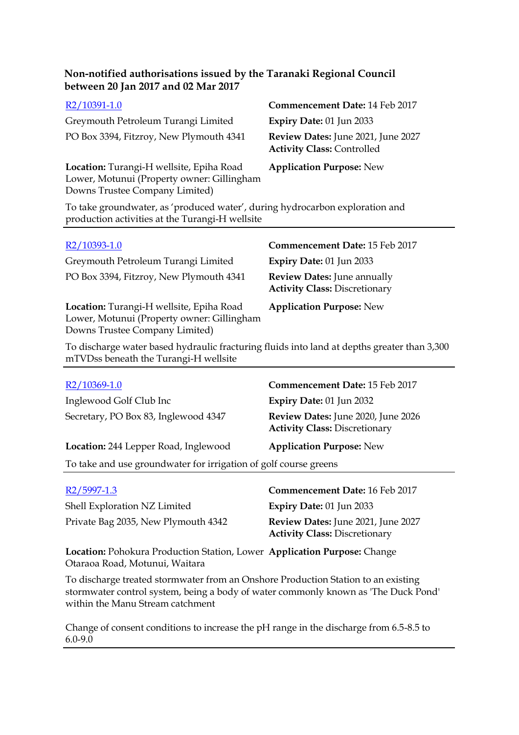**Non-notified authorisations issued by the Taranaki Regional Council between 20 Jan 2017 and 02 Mar 2017**

R2/10391-1.0
Greymouth Petroleum Turangi Limited
PO Box 3394, Fitzroy, New Plymouth 4341

**Commencement Date:** 14 Feb 2017
**Expiry Date:** 01 Jun 2033
**Review Dates:** June 2021, June 2027
**Activity Class:** Controlled

**Location:** Turangi-H wellsite, Epiha Road Lower, Motunui (Property owner: Gillingham Downs Trustee Company Limited)

**Application Purpose:** New

To take groundwater, as 'produced water', during hydrocarbon exploration and production activities at the Turangi-H wellsite

---

R2/10393-1.0
Greymouth Petroleum Turangi Limited
PO Box 3394, Fitzroy, New Plymouth 4341

**Commencement Date:** 15 Feb 2017
**Expiry Date:** 01 Jun 2033
**Review Dates:** June annually
**Activity Class:** Discretionary

**Location:** Turangi-H wellsite, Epiha Road Lower, Motunui (Property owner: Gillingham Downs Trustee Company Limited)

**Application Purpose:** New

To discharge water based hydraulic fracturing fluids into land at depths greater than 3,300 mTVDss beneath the Turangi-H wellsite

---

R2/10369-1.0
Inglewood Golf Club Inc
Secretary, PO Box 83, Inglewood 4347

**Commencement Date:** 15 Feb 2017
**Expiry Date:** 01 Jun 2032
**Review Dates:** June 2020, June 2026
**Activity Class:** Discretionary

**Location:** 244 Lepper Road, Inglewood

**Application Purpose:** New

To take and use groundwater for irrigation of golf course greens

---

R2/5997-1.3
Shell Exploration NZ Limited
Private Bag 2035, New Plymouth 4342

**Commencement Date:** 16 Feb 2017
**Expiry Date:** 01 Jun 2033
**Review Dates:** June 2021, June 2027
**Activity Class:** Discretionary

**Location:** Pohokura Production Station, Lower Otaraoa Road, Motunui, Waitara

**Application Purpose:** Change

To discharge treated stormwater from an Onshore Production Station to an existing stormwater control system, being a body of water commonly known as 'The Duck Pond' within the Manu Stream catchment

Change of consent conditions to increase the pH range in the discharge from 6.5-8.5 to 6.0-9.0

---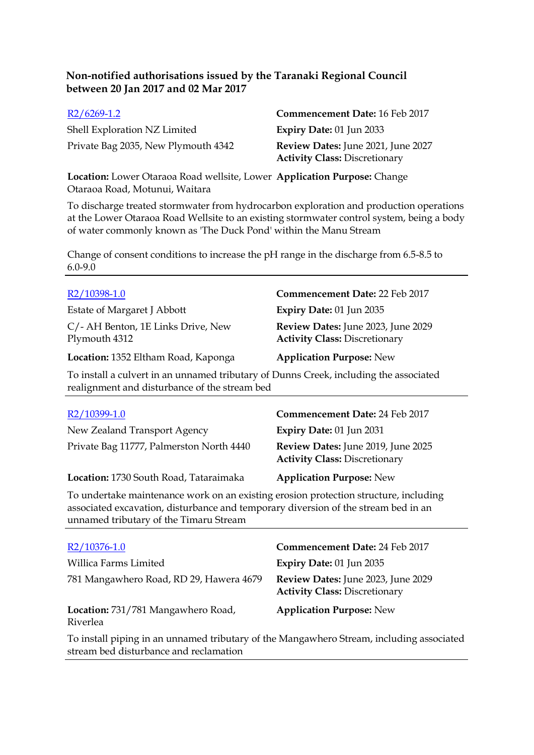**Non-notified authorisations issued by the Taranaki Regional Council between 20 Jan 2017 and 02 Mar 2017**

R2/6269-1.2

Shell Exploration NZ Limited

Private Bag 2035, New Plymouth 4342

**Commencement Date:** 16 Feb 2017

**Expiry Date:** 01 Jun 2033

**Review Dates:** June 2021, June 2027

**Activity Class:** Discretionary

**Location:** Lower Otaraoa Road wellsite, Lower Otaraoa Road, Motunui, Waitara

**Application Purpose:** Change

To discharge treated stormwater from hydrocarbon exploration and production operations at the Lower Otaraoa Road Wellsite to an existing stormwater control system, being a body of water commonly known as 'The Duck Pond' within the Manu Stream

Change of consent conditions to increase the pH range in the discharge from 6.5-8.5 to 6.0-9.0

---

R2/10398-1.0

Estate of Margaret J Abbott

C/- AH Benton, 1E Links Drive, New Plymouth 4312

**Commencement Date:** 22 Feb 2017

**Expiry Date:** 01 Jun 2035

**Review Dates:** June 2023, June 2029

**Activity Class:** Discretionary

**Location:** 1352 Eltham Road, Kaponga

**Application Purpose:** New

To install a culvert in an unnamed tributary of Dunns Creek, including the associated realignment and disturbance of the stream bed

---

R2/10399-1.0

New Zealand Transport Agency

Private Bag 11777, Palmerston North 4440

**Commencement Date:** 24 Feb 2017

**Expiry Date:** 01 Jun 2031

**Review Dates:** June 2019, June 2025

**Activity Class:** Discretionary

**Location:** 1730 South Road, Tataraimaka

**Application Purpose:** New

To undertake maintenance work on an existing erosion protection structure, including associated excavation, disturbance and temporary diversion of the stream bed in an unnamed tributary of the Timaru Stream

---

R2/10376-1.0

Willica Farms Limited

781 Mangawhero Road, RD 29, Hawera 4679

**Commencement Date:** 24 Feb 2017

**Expiry Date:** 01 Jun 2035

**Review Dates:** June 2023, June 2029

**Activity Class:** Discretionary

**Location:** 731/781 Mangawhero Road, Riverlea

**Application Purpose:** New

To install piping in an unnamed tributary of the Mangawhero Stream, including associated stream bed disturbance and reclamation

---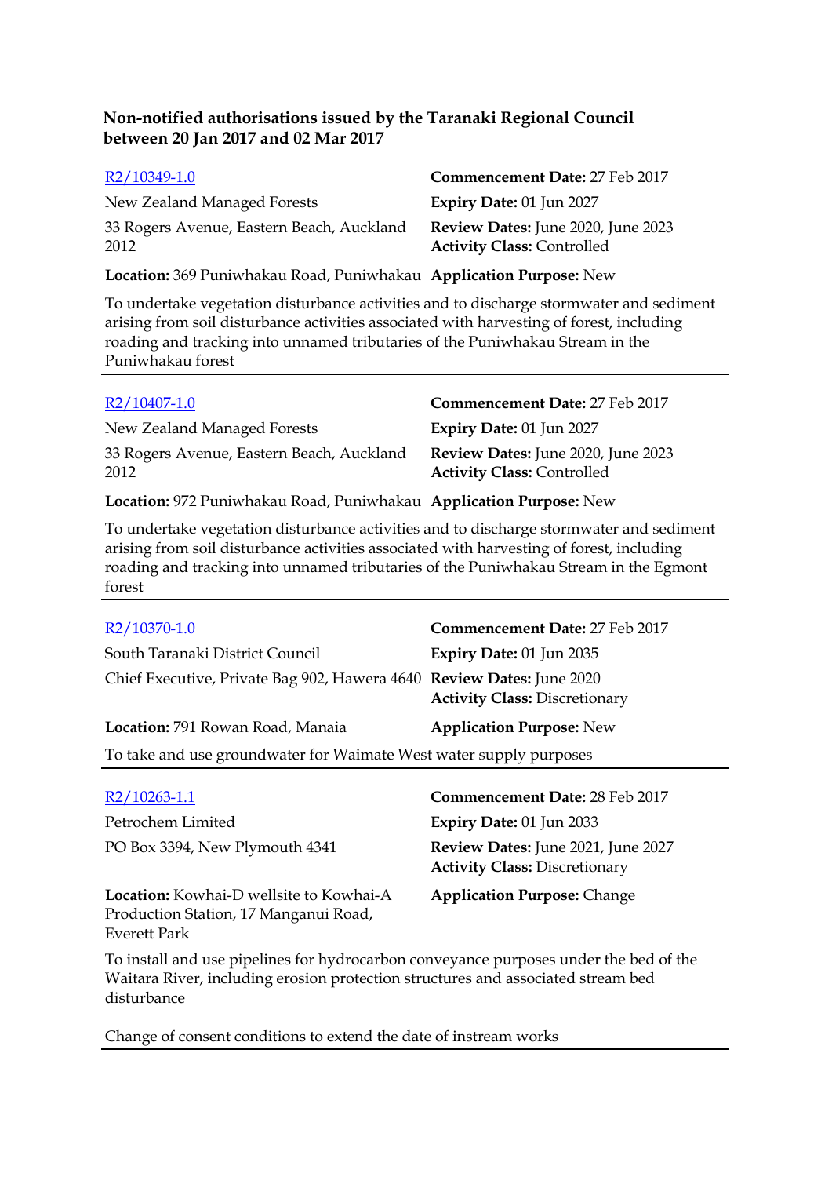**Non-notified authorisations issued by the Taranaki Regional Council between 20 Jan 2017 and 02 Mar 2017**

[R2/10349-1.0](R2/10349-1.0)
New Zealand Managed Forests
33 Rogers Avenue, Eastern Beach, Auckland 2012

**Commencement Date:** 27 Feb 2017
**Expiry Date:** 01 Jun 2027
**Review Dates:** June 2020, June 2023
**Activity Class:** Controlled

**Location:** 369 Puniwhakau Road, Puniwhakau
**Application Purpose:** New

To undertake vegetation disturbance activities and to discharge stormwater and sediment arising from soil disturbance activities associated with harvesting of forest, including roading and tracking into unnamed tributaries of the Puniwhakau Stream in the Puniwhakau forest

---

[R2/10407-1.0](R2/10407-1.0)
New Zealand Managed Forests
33 Rogers Avenue, Eastern Beach, Auckland 2012

**Commencement Date:** 27 Feb 2017
**Expiry Date:** 01 Jun 2027
**Review Dates:** June 2020, June 2023
**Activity Class:** Controlled

**Location:** 972 Puniwhakau Road, Puniwhakau
**Application Purpose:** New

To undertake vegetation disturbance activities and to discharge stormwater and sediment arising from soil disturbance activities associated with harvesting of forest, including roading and tracking into unnamed tributaries of the Puniwhakau Stream in the Egmont forest

---

[R2/10370-1.0](R2/10370-1.0)
South Taranaki District Council
Chief Executive, Private Bag 902, Hawera 4640

**Commencement Date:** 27 Feb 2017
**Expiry Date:** 01 Jun 2035
**Review Dates:** June 2020
**Activity Class:** Discretionary

**Location:** 791 Rowan Road, Manaia
**Application Purpose:** New

To take and use groundwater for Waimate West water supply purposes

---

[R2/10263-1.1](R2/10263-1.1)
Petrochem Limited
PO Box 3394, New Plymouth 4341

**Commencement Date:** 28 Feb 2017
**Expiry Date:** 01 Jun 2033
**Review Dates:** June 2021, June 2027
**Activity Class:** Discretionary

**Location:** Kowhai-D wellsite to Kowhai-A Production Station, 17 Manganui Road, Everett Park
**Application Purpose:** Change

To install and use pipelines for hydrocarbon conveyance purposes under the bed of the Waitara River, including erosion protection structures and associated stream bed disturbance

Change of consent conditions to extend the date of instream works

---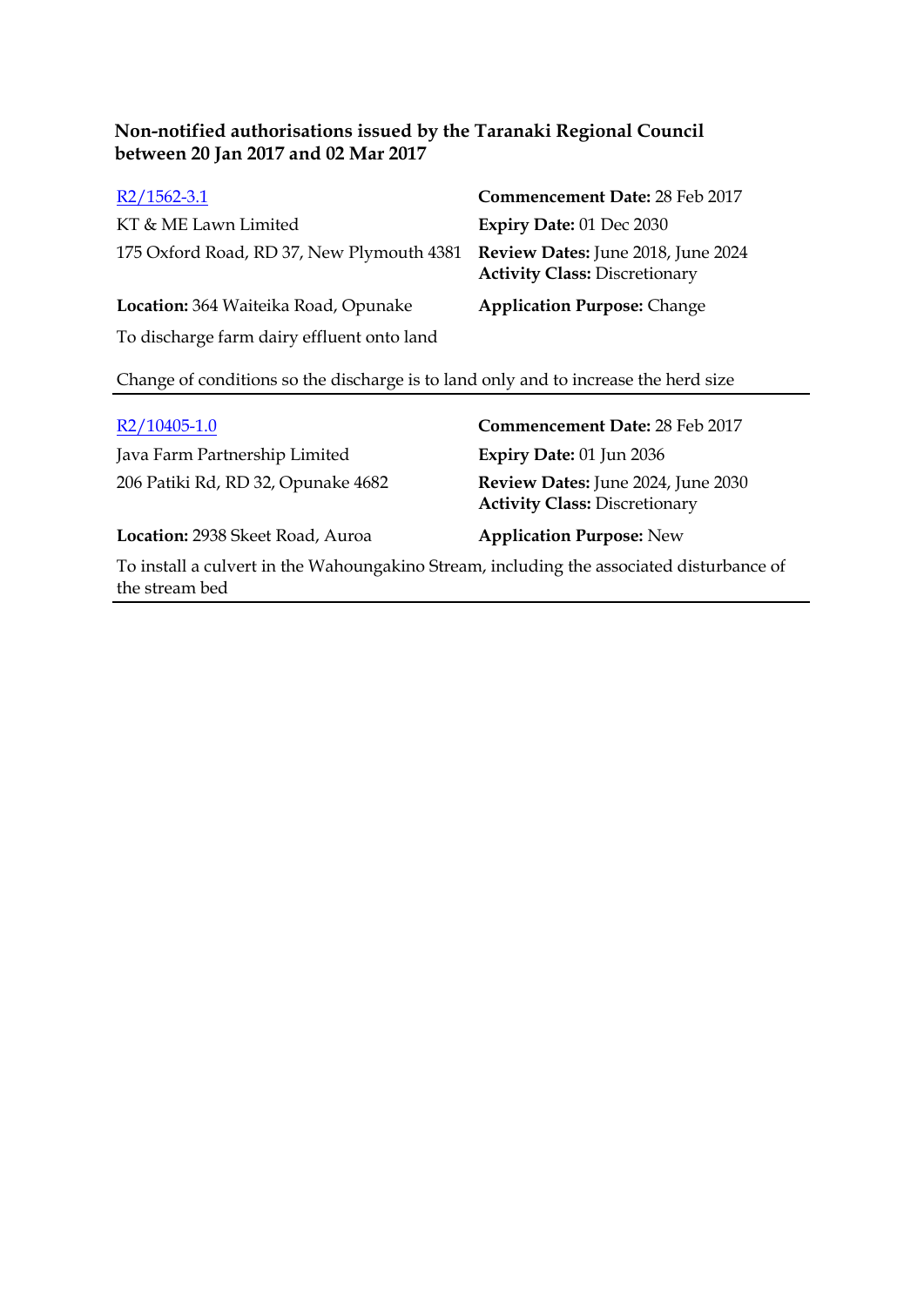**Non-notified authorisations issued by the Taranaki Regional Council between 20 Jan 2017 and 02 Mar 2017**

| | |
|---|---|
| [R2/1562-3.1] | **Commencement Date:** 28 Feb 2017 |
| KT & ME Lawn Limited | **Expiry Date:** 01 Dec 2030 |
| 175 Oxford Road, RD 37, New Plymouth 4381 | **Review Dates:** June 2018, June 2024<br>**Activity Class:** Discretionary |
| **Location:** 364 Waiteika Road, Opunake | **Application Purpose:** Change |

To discharge farm dairy effluent onto land

Change of conditions so the discharge is to land only and to increase the herd size

---

| | |
|---|---|
| [R2/10405-1.0] | **Commencement Date:** 28 Feb 2017 |
| Java Farm Partnership Limited | **Expiry Date:** 01 Jun 2036 |
| 206 Patiki Rd, RD 32, Opunake 4682 | **Review Dates:** June 2024, June 2030<br>**Activity Class:** Discretionary |
| **Location:** 2938 Skeet Road, Auroa | **Application Purpose:** New |

To install a culvert in the Wahoungakino Stream, including the associated disturbance of the stream bed

---